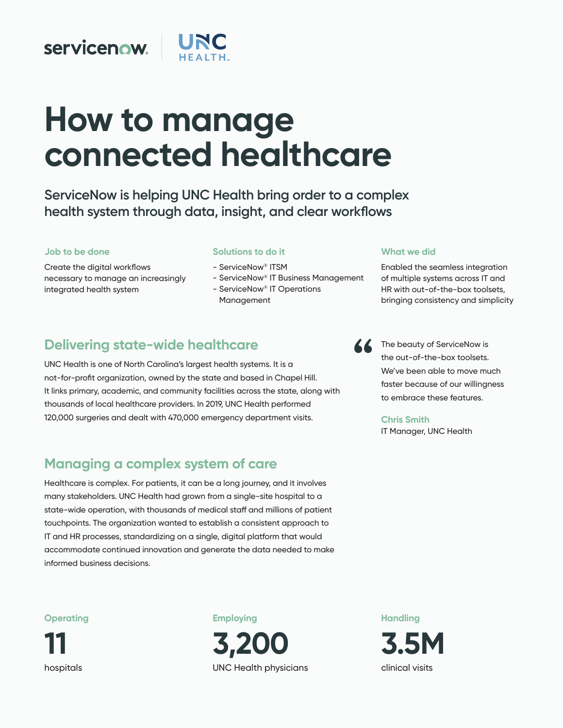# How to manage connected healthcare

## ServiceNow is helping UNC Health bring order to a complex health system through data, insight, and clear workflows

### Job to be done

Create the digital workflows necessary to manage an increasingly integrated health system

### Solutions to do it

- ServiceNow® ITSM
- ServiceNow® IT Business Management
- ServiceNow® IT Operations Management

### What we did

Enabled the seamless integration of multiple systems across IT and HR with out-of-the-box toolsets, bringing consistency and simplicity

## Delivering state-wide healthcare

UNC Health is one of North Carolina's largest health systems. It is a not-for-profit organization, owned by the state and based in Chapel Hill. It links primary, academic, and community facilities across the state, along with thousands of local healthcare providers. In 2019, UNC Health performed 120,000 surgeries and dealt with 470,000 emergency department visits.

> "The beauty of ServiceNow is the out-of-the-box toolsets. We've been able to move much faster because of our willingness to embrace these features.
>
> **Chris Smith**
> IT Manager, UNC Health

## Managing a complex system of care

Healthcare is complex. For patients, it can be a long journey, and it involves many stakeholders. UNC Health had grown from a single-site hospital to a state-wide operation, with thousands of medical staff and millions of patient touchpoints. The organization wanted to establish a consistent approach to IT and HR processes, standardizing on a single, digital platform that would accommodate continued innovation and generate the data needed to make informed business decisions.

**Operating**
# 11
hospitals

**Employing**
# 3,200
UNC Health physicians

**Handling**
# 3.5M
clinical visits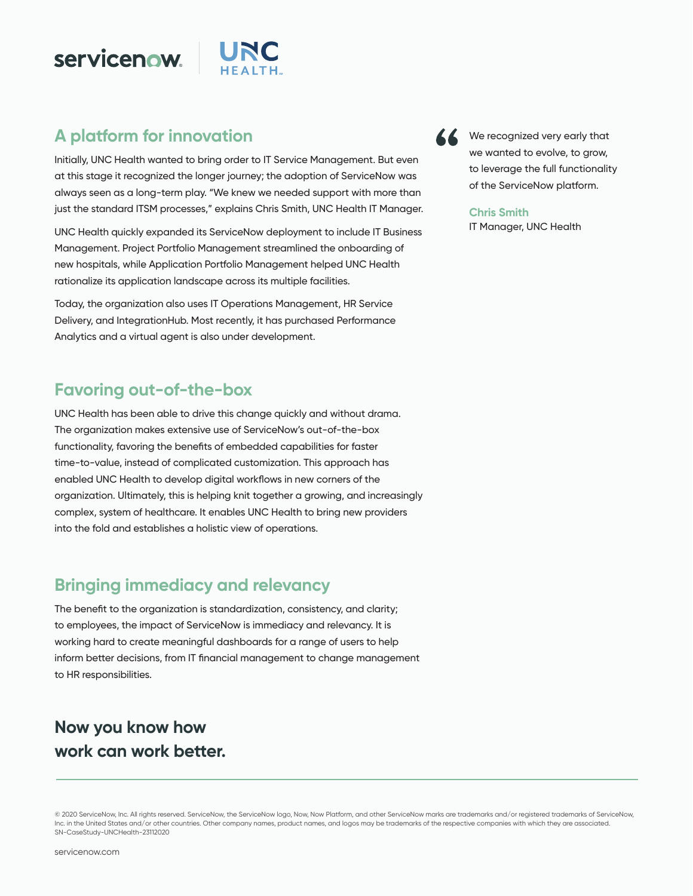## A platform for innovation

Initially, UNC Health wanted to bring order to IT Service Management. But even at this stage it recognized the longer journey; the adoption of ServiceNow was always seen as a long-term play. "We knew we needed support with more than just the standard ITSM processes," explains Chris Smith, UNC Health IT Manager.

UNC Health quickly expanded its ServiceNow deployment to include IT Business Management. Project Portfolio Management streamlined the onboarding of new hospitals, while Application Portfolio Management helped UNC Health rationalize its application landscape across its multiple facilities.

Today, the organization also uses IT Operations Management, HR Service Delivery, and IntegrationHub. Most recently, it has purchased Performance Analytics and a virtual agent is also under development.

> We recognized very early that we wanted to evolve, to grow, to leverage the full functionality of the ServiceNow platform.
>
> **Chris Smith**
> IT Manager, UNC Health

## Favoring out-of-the-box

UNC Health has been able to drive this change quickly and without drama. The organization makes extensive use of ServiceNow's out-of-the-box functionality, favoring the benefits of embedded capabilities for faster time-to-value, instead of complicated customization. This approach has enabled UNC Health to develop digital workflows in new corners of the organization. Ultimately, this is helping knit together a growing, and increasingly complex, system of healthcare. It enables UNC Health to bring new providers into the fold and establishes a holistic view of operations.

## Bringing immediacy and relevancy

The benefit to the organization is standardization, consistency, and clarity; to employees, the impact of ServiceNow is immediacy and relevancy. It is working hard to create meaningful dashboards for a range of users to help inform better decisions, from IT financial management to change management to HR responsibilities.

**Now you know how work can work better.**

© 2020 ServiceNow, Inc. All rights reserved. ServiceNow, the ServiceNow logo, Now, Now Platform, and other ServiceNow marks are trademarks and/or registered trademarks of ServiceNow, Inc. in the United States and/or other countries. Other company names, product names, and logos may be trademarks of the respective companies with which they are associated.
SN-CaseStudy-UNCHealth-23112020

servicenow.com